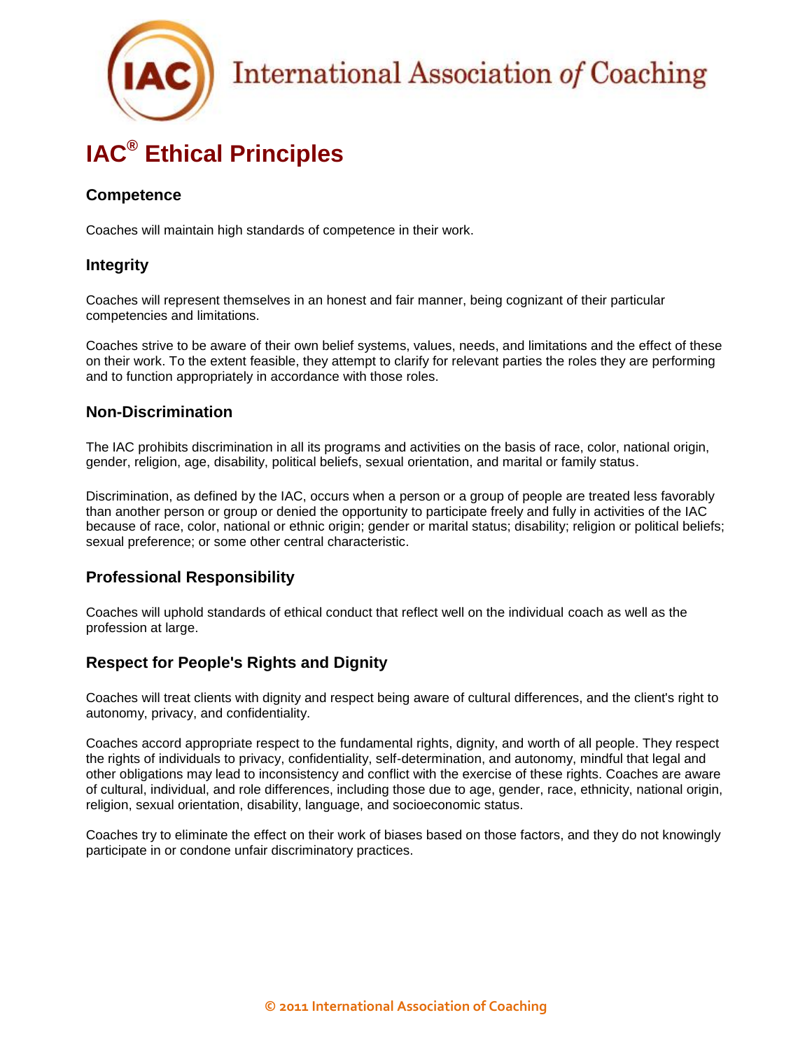International Association *of* Coaching

# IAC® Ethical Principles

## Competence

Coaches will maintain high standards of competence in their work.

## Integrity

Coaches will represent themselves in an honest and fair manner, being cognizant of their particular competencies and limitations.

Coaches strive to be aware of their own belief systems, values, needs, and limitations and the effect of these on their work. To the extent feasible, they attempt to clarify for relevant parties the roles they are performing and to function appropriately in accordance with those roles.

## Non-Discrimination

The IAC prohibits discrimination in all its programs and activities on the basis of race, color, national origin, gender, religion, age, disability, political beliefs, sexual orientation, and marital or family status.

Discrimination, as defined by the IAC, occurs when a person or a group of people are treated less favorably than another person or group or denied the opportunity to participate freely and fully in activities of the IAC because of race, color, national or ethnic origin; gender or marital status; disability; religion or political beliefs; sexual preference; or some other central characteristic.

## Professional Responsibility

Coaches will uphold standards of ethical conduct that reflect well on the individual coach as well as the profession at large.

## Respect for People's Rights and Dignity

Coaches will treat clients with dignity and respect being aware of cultural differences, and the client's right to autonomy, privacy, and confidentiality.

Coaches accord appropriate respect to the fundamental rights, dignity, and worth of all people. They respect the rights of individuals to privacy, confidentiality, self-determination, and autonomy, mindful that legal and other obligations may lead to inconsistency and conflict with the exercise of these rights. Coaches are aware of cultural, individual, and role differences, including those due to age, gender, race, ethnicity, national origin, religion, sexual orientation, disability, language, and socioeconomic status.

Coaches try to eliminate the effect on their work of biases based on those factors, and they do not knowingly participate in or condone unfair discriminatory practices.

© 2011 International Association of Coaching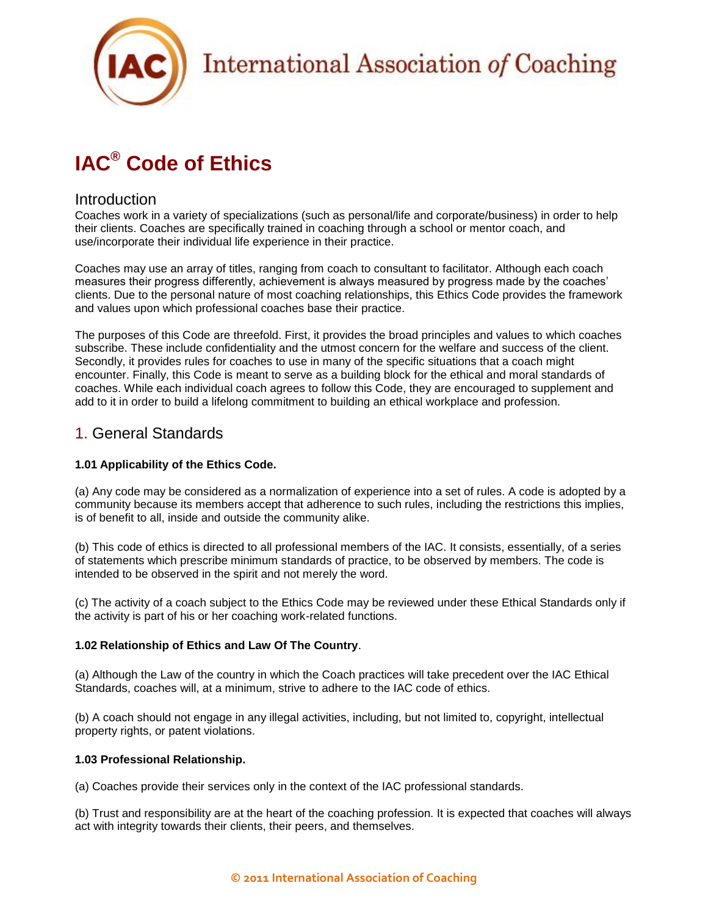International Association *of* Coaching

# IAC® Code of Ethics

## Introduction

Coaches work in a variety of specializations (such as personal/life and corporate/business) in order to help their clients. Coaches are specifically trained in coaching through a school or mentor coach, and use/incorporate their individual life experience in their practice.

Coaches may use an array of titles, ranging from coach to consultant to facilitator. Although each coach measures their progress differently, achievement is always measured by progress made by the coaches' clients. Due to the personal nature of most coaching relationships, this Ethics Code provides the framework and values upon which professional coaches base their practice.

The purposes of this Code are threefold. First, it provides the broad principles and values to which coaches subscribe. These include confidentiality and the utmost concern for the welfare and success of the client. Secondly, it provides rules for coaches to use in many of the specific situations that a coach might encounter. Finally, this Code is meant to serve as a building block for the ethical and moral standards of coaches. While each individual coach agrees to follow this Code, they are encouraged to supplement and add to it in order to build a lifelong commitment to building an ethical workplace and profession.

## 1. General Standards

### 1.01 Applicability of the Ethics Code.

(a) Any code may be considered as a normalization of experience into a set of rules. A code is adopted by a community because its members accept that adherence to such rules, including the restrictions this implies, is of benefit to all, inside and outside the community alike.

(b) This code of ethics is directed to all professional members of the IAC. It consists, essentially, of a series of statements which prescribe minimum standards of practice, to be observed by members. The code is intended to be observed in the spirit and not merely the word.

(c) The activity of a coach subject to the Ethics Code may be reviewed under these Ethical Standards only if the activity is part of his or her coaching work-related functions.

### 1.02 Relationship of Ethics and Law Of The Country.

(a) Although the Law of the country in which the Coach practices will take precedent over the IAC Ethical Standards, coaches will, at a minimum, strive to adhere to the IAC code of ethics.

(b) A coach should not engage in any illegal activities, including, but not limited to, copyright, intellectual property rights, or patent violations.

### 1.03 Professional Relationship.

(a) Coaches provide their services only in the context of the IAC professional standards.

(b) Trust and responsibility are at the heart of the coaching profession. It is expected that coaches will always act with integrity towards their clients, their peers, and themselves.

© 2011 International Association of Coaching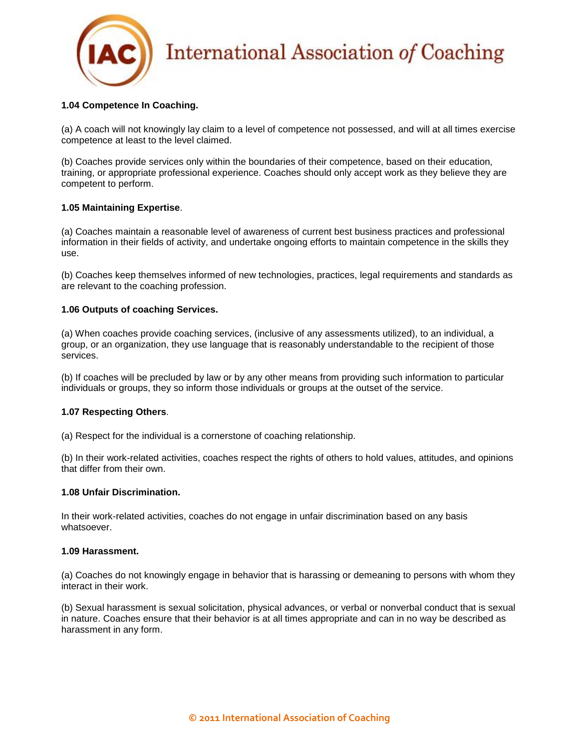**1.04 Competence In Coaching.**

(a) A coach will not knowingly lay claim to a level of competence not possessed, and will at all times exercise competence at least to the level claimed.

(b) Coaches provide services only within the boundaries of their competence, based on their education, training, or appropriate professional experience. Coaches should only accept work as they believe they are competent to perform.

**1.05 Maintaining Expertise**.

(a) Coaches maintain a reasonable level of awareness of current best business practices and professional information in their fields of activity, and undertake ongoing efforts to maintain competence in the skills they use.

(b) Coaches keep themselves informed of new technologies, practices, legal requirements and standards as are relevant to the coaching profession.

**1.06 Outputs of coaching Services.**

(a) When coaches provide coaching services, (inclusive of any assessments utilized), to an individual, a group, or an organization, they use language that is reasonably understandable to the recipient of those services.

(b) If coaches will be precluded by law or by any other means from providing such information to particular individuals or groups, they so inform those individuals or groups at the outset of the service.

**1.07 Respecting Others**.

(a) Respect for the individual is a cornerstone of coaching relationship.

(b) In their work-related activities, coaches respect the rights of others to hold values, attitudes, and opinions that differ from their own.

**1.08 Unfair Discrimination.**

In their work-related activities, coaches do not engage in unfair discrimination based on any basis whatsoever.

**1.09 Harassment.**

(a) Coaches do not knowingly engage in behavior that is harassing or demeaning to persons with whom they interact in their work.

(b) Sexual harassment is sexual solicitation, physical advances, or verbal or nonverbal conduct that is sexual in nature. Coaches ensure that their behavior is at all times appropriate and can in no way be described as harassment in any form.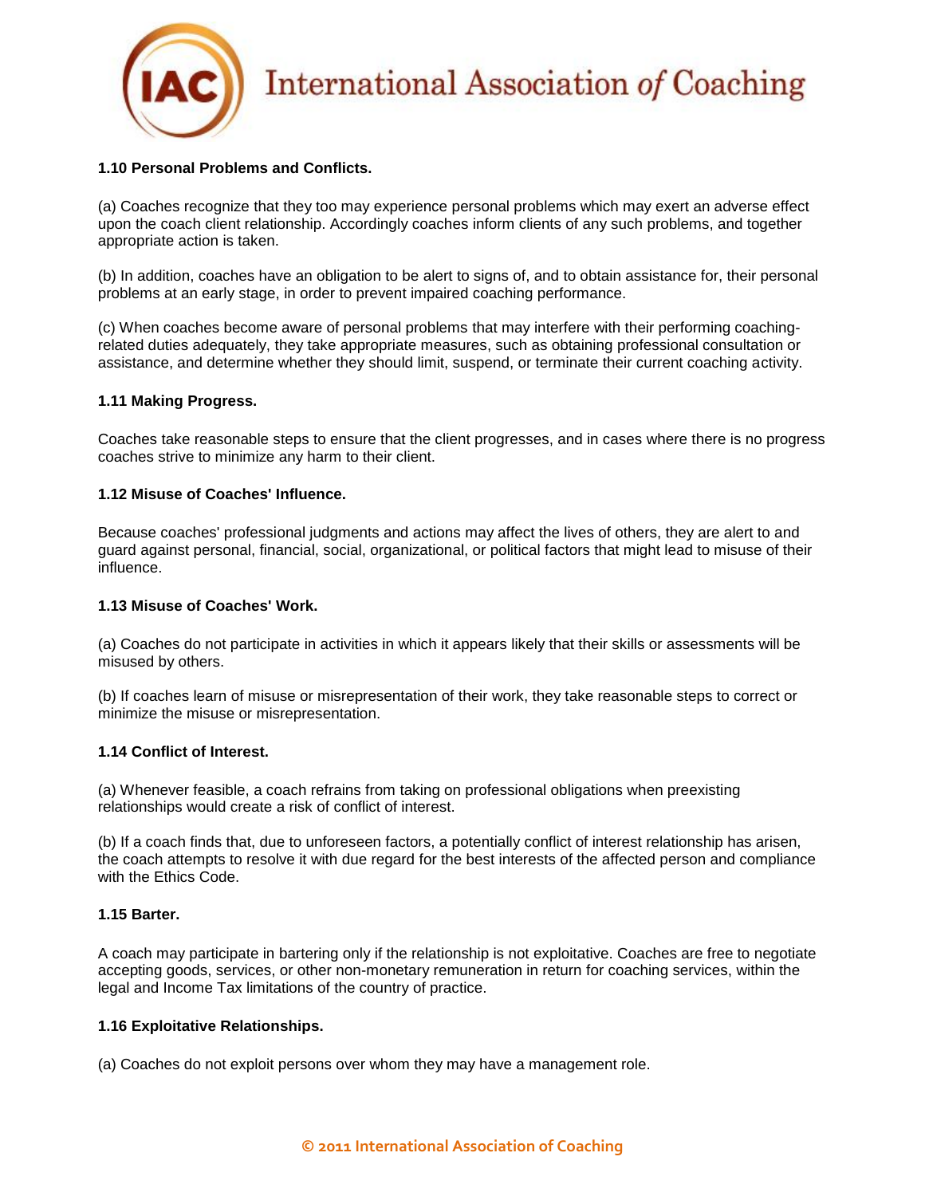**1.10 Personal Problems and Conflicts.**

(a) Coaches recognize that they too may experience personal problems which may exert an adverse effect upon the coach client relationship. Accordingly coaches inform clients of any such problems, and together appropriate action is taken.

(b) In addition, coaches have an obligation to be alert to signs of, and to obtain assistance for, their personal problems at an early stage, in order to prevent impaired coaching performance.

(c) When coaches become aware of personal problems that may interfere with their performing coaching-related duties adequately, they take appropriate measures, such as obtaining professional consultation or assistance, and determine whether they should limit, suspend, or terminate their current coaching activity.

**1.11 Making Progress.**

Coaches take reasonable steps to ensure that the client progresses, and in cases where there is no progress coaches strive to minimize any harm to their client.

**1.12 Misuse of Coaches' Influence.**

Because coaches' professional judgments and actions may affect the lives of others, they are alert to and guard against personal, financial, social, organizational, or political factors that might lead to misuse of their influence.

**1.13 Misuse of Coaches' Work.**

(a) Coaches do not participate in activities in which it appears likely that their skills or assessments will be misused by others.

(b) If coaches learn of misuse or misrepresentation of their work, they take reasonable steps to correct or minimize the misuse or misrepresentation.

**1.14 Conflict of Interest.**

(a) Whenever feasible, a coach refrains from taking on professional obligations when preexisting relationships would create a risk of conflict of interest.

(b) If a coach finds that, due to unforeseen factors, a potentially conflict of interest relationship has arisen, the coach attempts to resolve it with due regard for the best interests of the affected person and compliance with the Ethics Code.

**1.15 Barter.**

A coach may participate in bartering only if the relationship is not exploitative. Coaches are free to negotiate accepting goods, services, or other non-monetary remuneration in return for coaching services, within the legal and Income Tax limitations of the country of practice.

**1.16 Exploitative Relationships.**

(a) Coaches do not exploit persons over whom they may have a management role.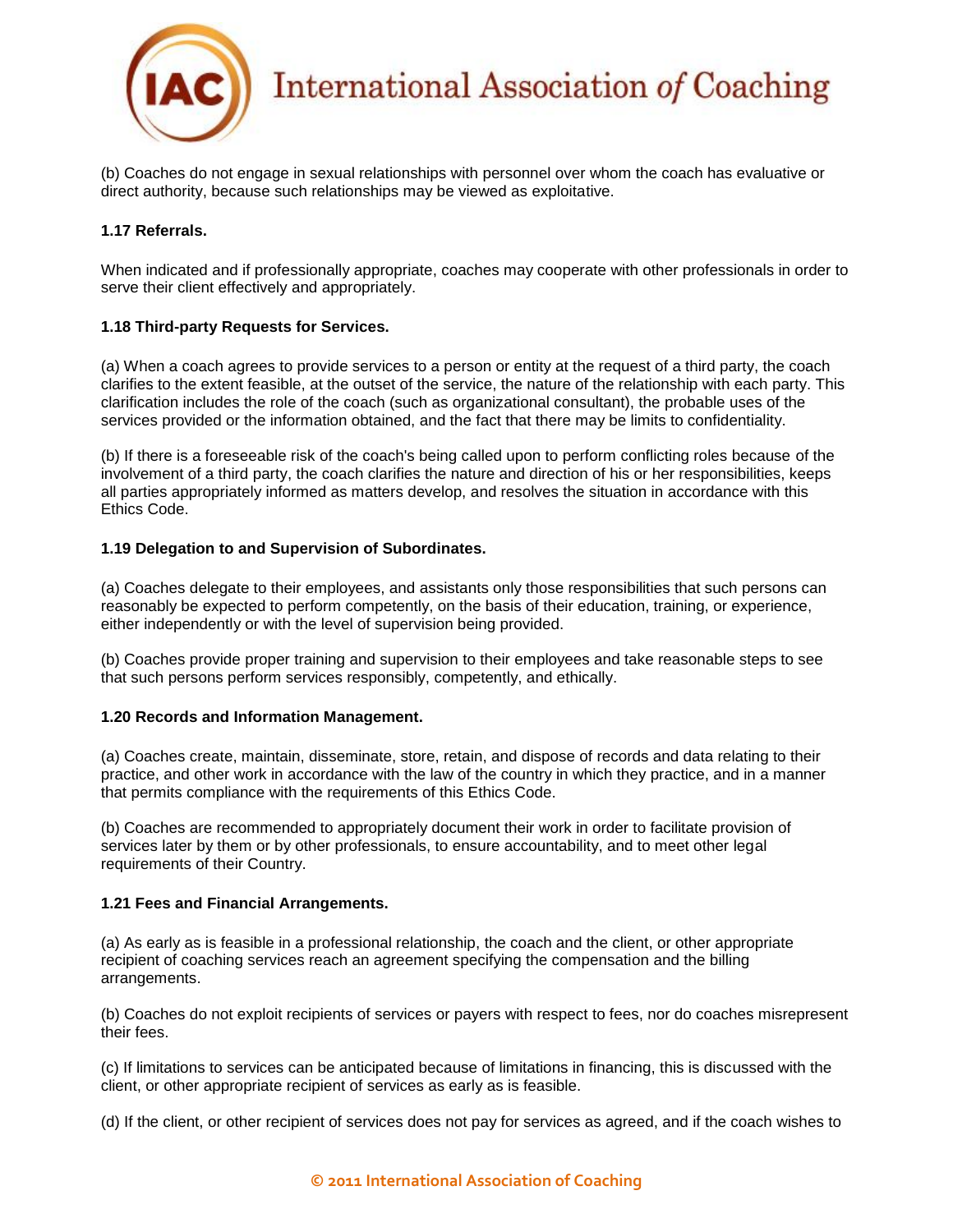(b) Coaches do not engage in sexual relationships with personnel over whom the coach has evaluative or direct authority, because such relationships may be viewed as exploitative.

**1.17 Referrals.**

When indicated and if professionally appropriate, coaches may cooperate with other professionals in order to serve their client effectively and appropriately.

**1.18 Third-party Requests for Services.**

(a) When a coach agrees to provide services to a person or entity at the request of a third party, the coach clarifies to the extent feasible, at the outset of the service, the nature of the relationship with each party. This clarification includes the role of the coach (such as organizational consultant), the probable uses of the services provided or the information obtained, and the fact that there may be limits to confidentiality.

(b) If there is a foreseeable risk of the coach's being called upon to perform conflicting roles because of the involvement of a third party, the coach clarifies the nature and direction of his or her responsibilities, keeps all parties appropriately informed as matters develop, and resolves the situation in accordance with this Ethics Code.

**1.19 Delegation to and Supervision of Subordinates.**

(a) Coaches delegate to their employees, and assistants only those responsibilities that such persons can reasonably be expected to perform competently, on the basis of their education, training, or experience, either independently or with the level of supervision being provided.

(b) Coaches provide proper training and supervision to their employees and take reasonable steps to see that such persons perform services responsibly, competently, and ethically.

**1.20 Records and Information Management.**

(a) Coaches create, maintain, disseminate, store, retain, and dispose of records and data relating to their practice, and other work in accordance with the law of the country in which they practice, and in a manner that permits compliance with the requirements of this Ethics Code.

(b) Coaches are recommended to appropriately document their work in order to facilitate provision of services later by them or by other professionals, to ensure accountability, and to meet other legal requirements of their Country.

**1.21 Fees and Financial Arrangements.**

(a) As early as is feasible in a professional relationship, the coach and the client, or other appropriate recipient of coaching services reach an agreement specifying the compensation and the billing arrangements.

(b) Coaches do not exploit recipients of services or payers with respect to fees, nor do coaches misrepresent their fees.

(c) If limitations to services can be anticipated because of limitations in financing, this is discussed with the client, or other appropriate recipient of services as early as is feasible.

(d) If the client, or other recipient of services does not pay for services as agreed, and if the coach wishes to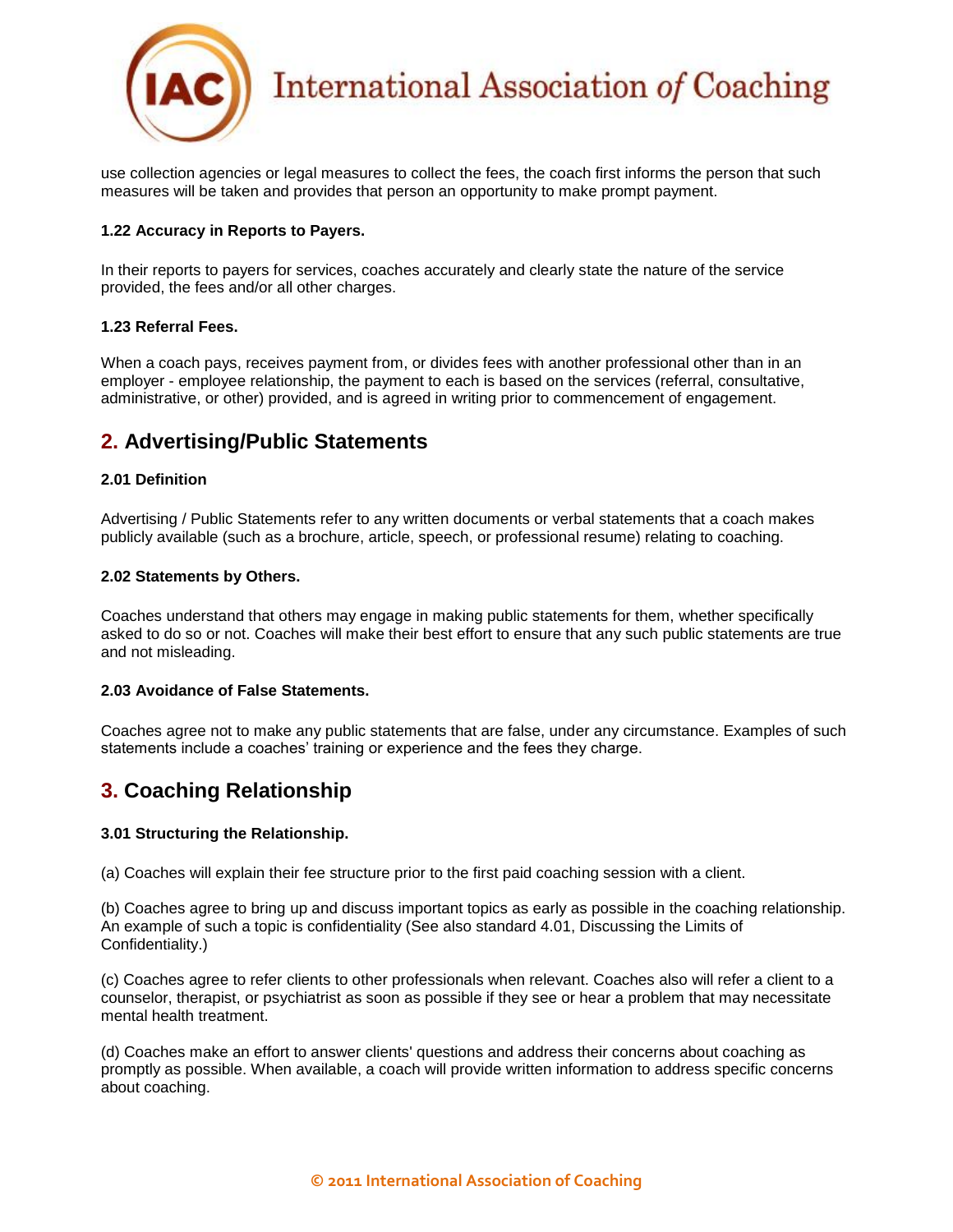use collection agencies or legal measures to collect the fees, the coach first informs the person that such measures will be taken and provides that person an opportunity to make prompt payment.

**1.22 Accuracy in Reports to Payers.**

In their reports to payers for services, coaches accurately and clearly state the nature of the service provided, the fees and/or all other charges.

**1.23 Referral Fees.**

When a coach pays, receives payment from, or divides fees with another professional other than in an employer - employee relationship, the payment to each is based on the services (referral, consultative, administrative, or other) provided, and is agreed in writing prior to commencement of engagement.

## 2. Advertising/Public Statements

**2.01 Definition**

Advertising / Public Statements refer to any written documents or verbal statements that a coach makes publicly available (such as a brochure, article, speech, or professional resume) relating to coaching.

**2.02 Statements by Others.**

Coaches understand that others may engage in making public statements for them, whether specifically asked to do so or not. Coaches will make their best effort to ensure that any such public statements are true and not misleading.

**2.03 Avoidance of False Statements.**

Coaches agree not to make any public statements that are false, under any circumstance. Examples of such statements include a coaches' training or experience and the fees they charge.

## 3. Coaching Relationship

**3.01 Structuring the Relationship.**

(a) Coaches will explain their fee structure prior to the first paid coaching session with a client.

(b) Coaches agree to bring up and discuss important topics as early as possible in the coaching relationship. An example of such a topic is confidentiality (See also standard 4.01, Discussing the Limits of Confidentiality.)

(c) Coaches agree to refer clients to other professionals when relevant. Coaches also will refer a client to a counselor, therapist, or psychiatrist as soon as possible if they see or hear a problem that may necessitate mental health treatment.

(d) Coaches make an effort to answer clients' questions and address their concerns about coaching as promptly as possible. When available, a coach will provide written information to address specific concerns about coaching.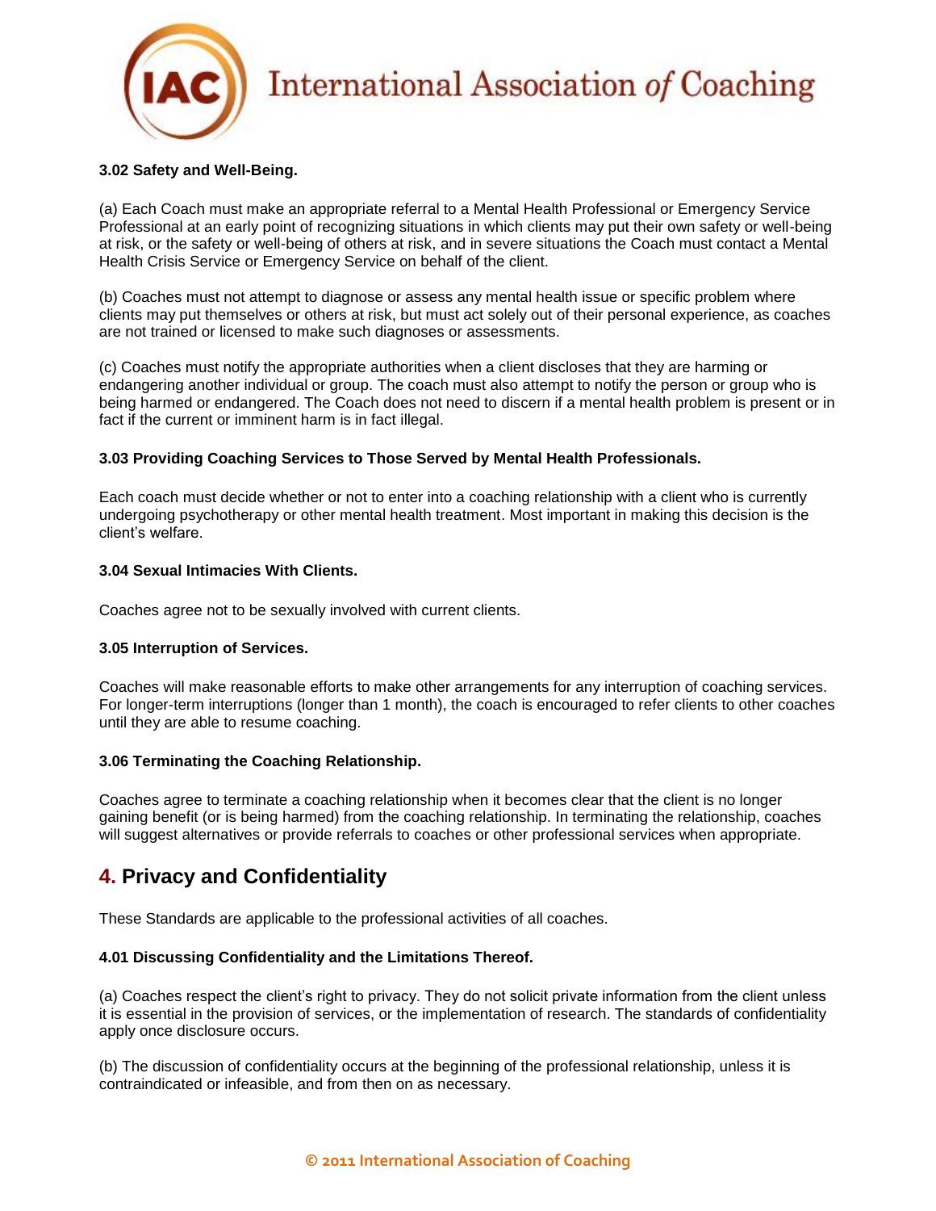**3.02 Safety and Well-Being.**

(a) Each Coach must make an appropriate referral to a Mental Health Professional or Emergency Service Professional at an early point of recognizing situations in which clients may put their own safety or well-being at risk, or the safety or well-being of others at risk, and in severe situations the Coach must contact a Mental Health Crisis Service or Emergency Service on behalf of the client.

(b) Coaches must not attempt to diagnose or assess any mental health issue or specific problem where clients may put themselves or others at risk, but must act solely out of their personal experience, as coaches are not trained or licensed to make such diagnoses or assessments.

(c) Coaches must notify the appropriate authorities when a client discloses that they are harming or endangering another individual or group. The coach must also attempt to notify the person or group who is being harmed or endangered. The Coach does not need to discern if a mental health problem is present or in fact if the current or imminent harm is in fact illegal.

**3.03 Providing Coaching Services to Those Served by Mental Health Professionals.**

Each coach must decide whether or not to enter into a coaching relationship with a client who is currently undergoing psychotherapy or other mental health treatment. Most important in making this decision is the client's welfare.

**3.04 Sexual Intimacies With Clients.**

Coaches agree not to be sexually involved with current clients.

**3.05 Interruption of Services.**

Coaches will make reasonable efforts to make other arrangements for any interruption of coaching services. For longer-term interruptions (longer than 1 month), the coach is encouraged to refer clients to other coaches until they are able to resume coaching.

**3.06 Terminating the Coaching Relationship.**

Coaches agree to terminate a coaching relationship when it becomes clear that the client is no longer gaining benefit (or is being harmed) from the coaching relationship. In terminating the relationship, coaches will suggest alternatives or provide referrals to coaches or other professional services when appropriate.

## 4. Privacy and Confidentiality

These Standards are applicable to the professional activities of all coaches.

**4.01 Discussing Confidentiality and the Limitations Thereof.**

(a) Coaches respect the client's right to privacy. They do not solicit private information from the client unless it is essential in the provision of services, or the implementation of research. The standards of confidentiality apply once disclosure occurs.

(b) The discussion of confidentiality occurs at the beginning of the professional relationship, unless it is contraindicated or infeasible, and from then on as necessary.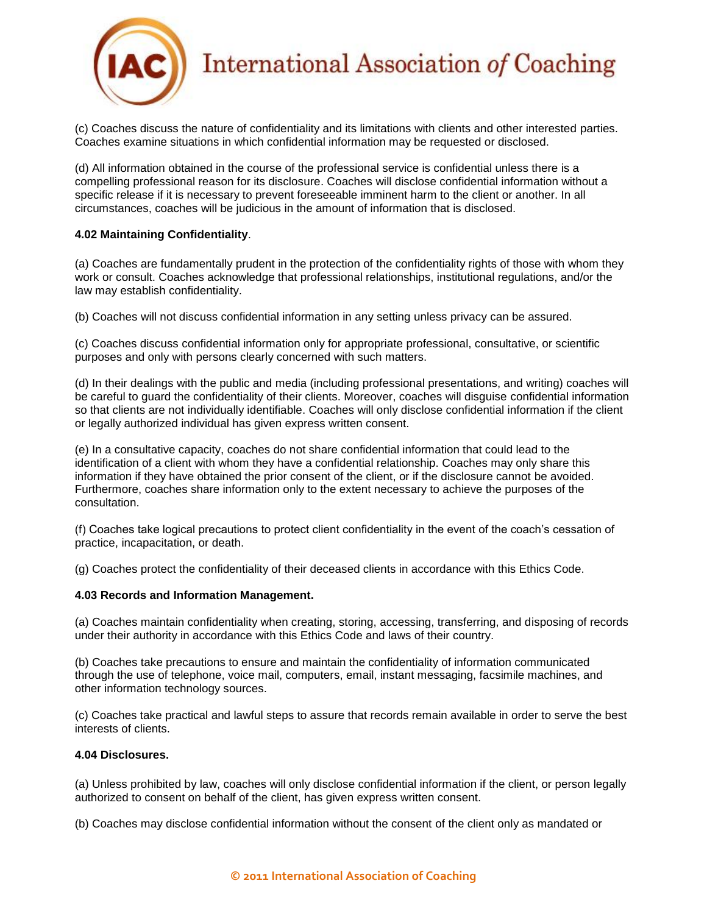(c) Coaches discuss the nature of confidentiality and its limitations with clients and other interested parties. Coaches examine situations in which confidential information may be requested or disclosed.

(d) All information obtained in the course of the professional service is confidential unless there is a compelling professional reason for its disclosure. Coaches will disclose confidential information without a specific release if it is necessary to prevent foreseeable imminent harm to the client or another. In all circumstances, coaches will be judicious in the amount of information that is disclosed.

**4.02 Maintaining Confidentiality**.

(a) Coaches are fundamentally prudent in the protection of the confidentiality rights of those with whom they work or consult. Coaches acknowledge that professional relationships, institutional regulations, and/or the law may establish confidentiality.

(b) Coaches will not discuss confidential information in any setting unless privacy can be assured.

(c) Coaches discuss confidential information only for appropriate professional, consultative, or scientific purposes and only with persons clearly concerned with such matters.

(d) In their dealings with the public and media (including professional presentations, and writing) coaches will be careful to guard the confidentiality of their clients. Moreover, coaches will disguise confidential information so that clients are not individually identifiable. Coaches will only disclose confidential information if the client or legally authorized individual has given express written consent.

(e) In a consultative capacity, coaches do not share confidential information that could lead to the identification of a client with whom they have a confidential relationship. Coaches may only share this information if they have obtained the prior consent of the client, or if the disclosure cannot be avoided. Furthermore, coaches share information only to the extent necessary to achieve the purposes of the consultation.

(f) Coaches take logical precautions to protect client confidentiality in the event of the coach's cessation of practice, incapacitation, or death.

(g) Coaches protect the confidentiality of their deceased clients in accordance with this Ethics Code.

**4.03 Records and Information Management.**

(a) Coaches maintain confidentiality when creating, storing, accessing, transferring, and disposing of records under their authority in accordance with this Ethics Code and laws of their country.

(b) Coaches take precautions to ensure and maintain the confidentiality of information communicated through the use of telephone, voice mail, computers, email, instant messaging, facsimile machines, and other information technology sources.

(c) Coaches take practical and lawful steps to assure that records remain available in order to serve the best interests of clients.

**4.04 Disclosures.**

(a) Unless prohibited by law, coaches will only disclose confidential information if the client, or person legally authorized to consent on behalf of the client, has given express written consent.

(b) Coaches may disclose confidential information without the consent of the client only as mandated or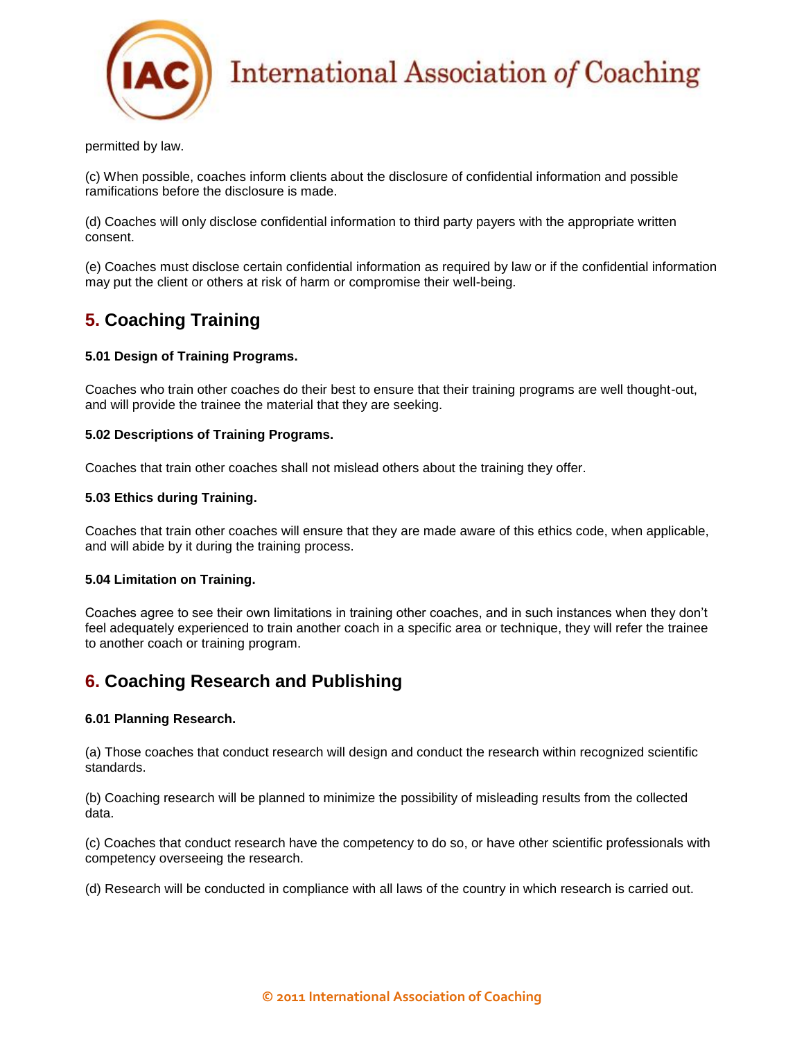permitted by law.

(c) When possible, coaches inform clients about the disclosure of confidential information and possible ramifications before the disclosure is made.

(d) Coaches will only disclose confidential information to third party payers with the appropriate written consent.

(e) Coaches must disclose certain confidential information as required by law or if the confidential information may put the client or others at risk of harm or compromise their well-being.

## 5. Coaching Training

**5.01 Design of Training Programs.**

Coaches who train other coaches do their best to ensure that their training programs are well thought-out, and will provide the trainee the material that they are seeking.

**5.02 Descriptions of Training Programs.**

Coaches that train other coaches shall not mislead others about the training they offer.

**5.03 Ethics during Training.**

Coaches that train other coaches will ensure that they are made aware of this ethics code, when applicable, and will abide by it during the training process.

**5.04 Limitation on Training.**

Coaches agree to see their own limitations in training other coaches, and in such instances when they don't feel adequately experienced to train another coach in a specific area or technique, they will refer the trainee to another coach or training program.

## 6. Coaching Research and Publishing

**6.01 Planning Research.**

(a) Those coaches that conduct research will design and conduct the research within recognized scientific standards.

(b) Coaching research will be planned to minimize the possibility of misleading results from the collected data.

(c) Coaches that conduct research have the competency to do so, or have other scientific professionals with competency overseeing the research.

(d) Research will be conducted in compliance with all laws of the country in which research is carried out.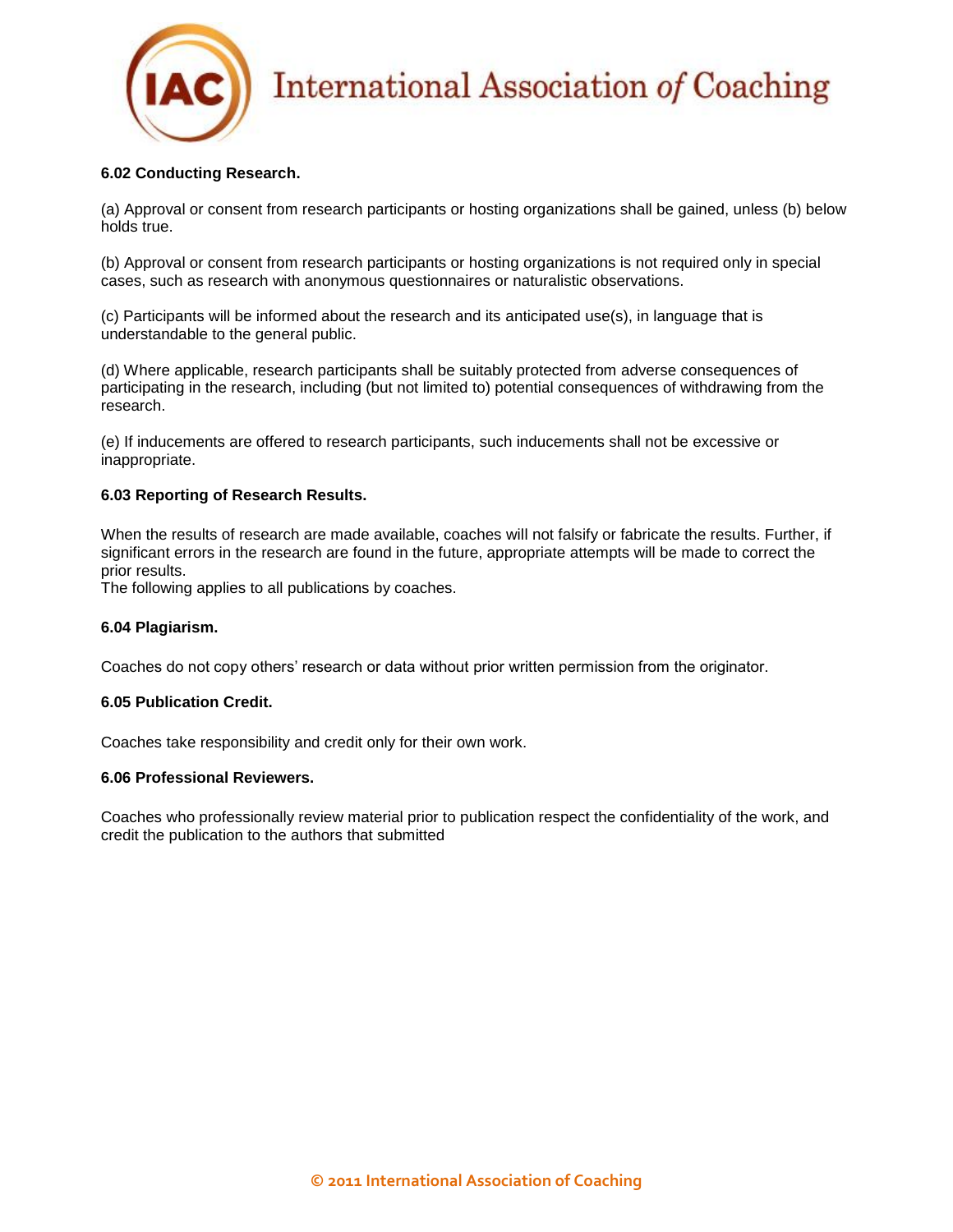**6.02 Conducting Research.**

(a) Approval or consent from research participants or hosting organizations shall be gained, unless (b) below holds true.

(b) Approval or consent from research participants or hosting organizations is not required only in special cases, such as research with anonymous questionnaires or naturalistic observations.

(c) Participants will be informed about the research and its anticipated use(s), in language that is understandable to the general public.

(d) Where applicable, research participants shall be suitably protected from adverse consequences of participating in the research, including (but not limited to) potential consequences of withdrawing from the research.

(e) If inducements are offered to research participants, such inducements shall not be excessive or inappropriate.

**6.03 Reporting of Research Results.**

When the results of research are made available, coaches will not falsify or fabricate the results. Further, if significant errors in the research are found in the future, appropriate attempts will be made to correct the prior results.
The following applies to all publications by coaches.

**6.04 Plagiarism.**

Coaches do not copy others' research or data without prior written permission from the originator.

**6.05 Publication Credit.**

Coaches take responsibility and credit only for their own work.

**6.06 Professional Reviewers.**

Coaches who professionally review material prior to publication respect the confidentiality of the work, and credit the publication to the authors that submitted